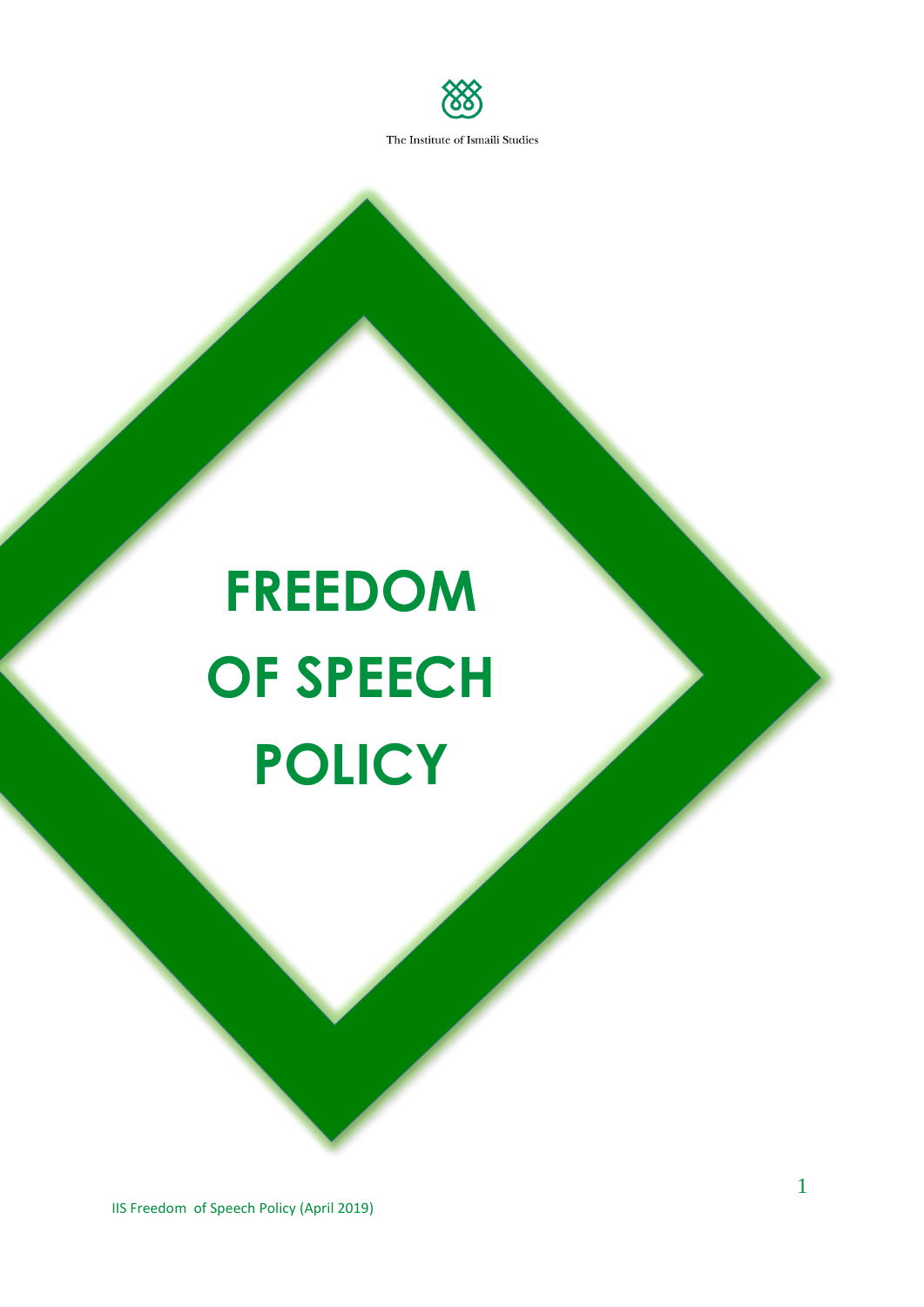The Institute of Ismaili Studies

# FREEDOM OF SPEECH POLICY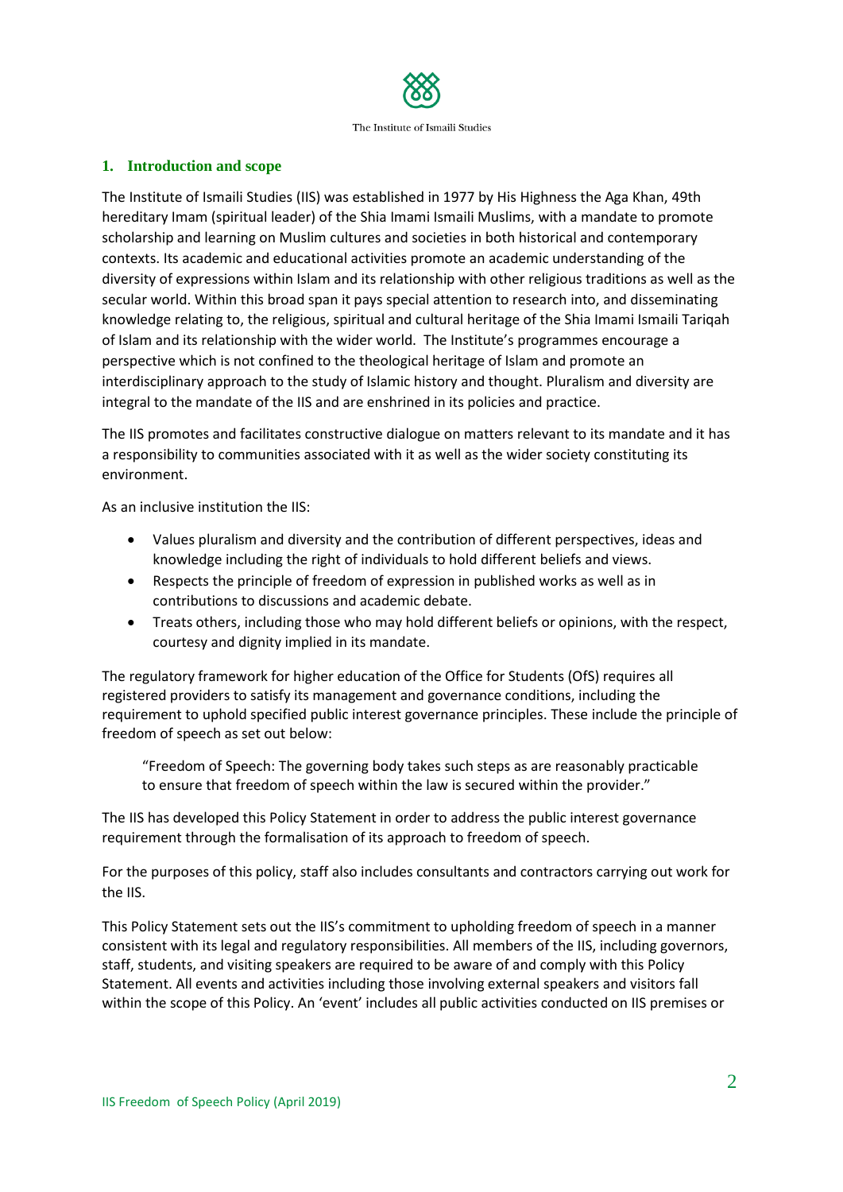## 1. Introduction and scope

The Institute of Ismaili Studies (IIS) was established in 1977 by His Highness the Aga Khan, 49th hereditary Imam (spiritual leader) of the Shia Imami Ismaili Muslims, with a mandate to promote scholarship and learning on Muslim cultures and societies in both historical and contemporary contexts. Its academic and educational activities promote an academic understanding of the diversity of expressions within Islam and its relationship with other religious traditions as well as the secular world. Within this broad span it pays special attention to research into, and disseminating knowledge relating to, the religious, spiritual and cultural heritage of the Shia Imami Ismaili Tariqah of Islam and its relationship with the wider world. The Institute's programmes encourage a perspective which is not confined to the theological heritage of Islam and promote an interdisciplinary approach to the study of Islamic history and thought. Pluralism and diversity are integral to the mandate of the IIS and are enshrined in its policies and practice.

The IIS promotes and facilitates constructive dialogue on matters relevant to its mandate and it has a responsibility to communities associated with it as well as the wider society constituting its environment.

As an inclusive institution the IIS:

- Values pluralism and diversity and the contribution of different perspectives, ideas and knowledge including the right of individuals to hold different beliefs and views.
- Respects the principle of freedom of expression in published works as well as in contributions to discussions and academic debate.
- Treats others, including those who may hold different beliefs or opinions, with the respect, courtesy and dignity implied in its mandate.

The regulatory framework for higher education of the Office for Students (OfS) requires all registered providers to satisfy its management and governance conditions, including the requirement to uphold specified public interest governance principles. These include the principle of freedom of speech as set out below:

> "Freedom of Speech: The governing body takes such steps as are reasonably practicable to ensure that freedom of speech within the law is secured within the provider."

The IIS has developed this Policy Statement in order to address the public interest governance requirement through the formalisation of its approach to freedom of speech.

For the purposes of this policy, staff also includes consultants and contractors carrying out work for the IIS.

This Policy Statement sets out the IIS's commitment to upholding freedom of speech in a manner consistent with its legal and regulatory responsibilities. All members of the IIS, including governors, staff, students, and visiting speakers are required to be aware of and comply with this Policy Statement. All events and activities including those involving external speakers and visitors fall within the scope of this Policy. An 'event' includes all public activities conducted on IIS premises or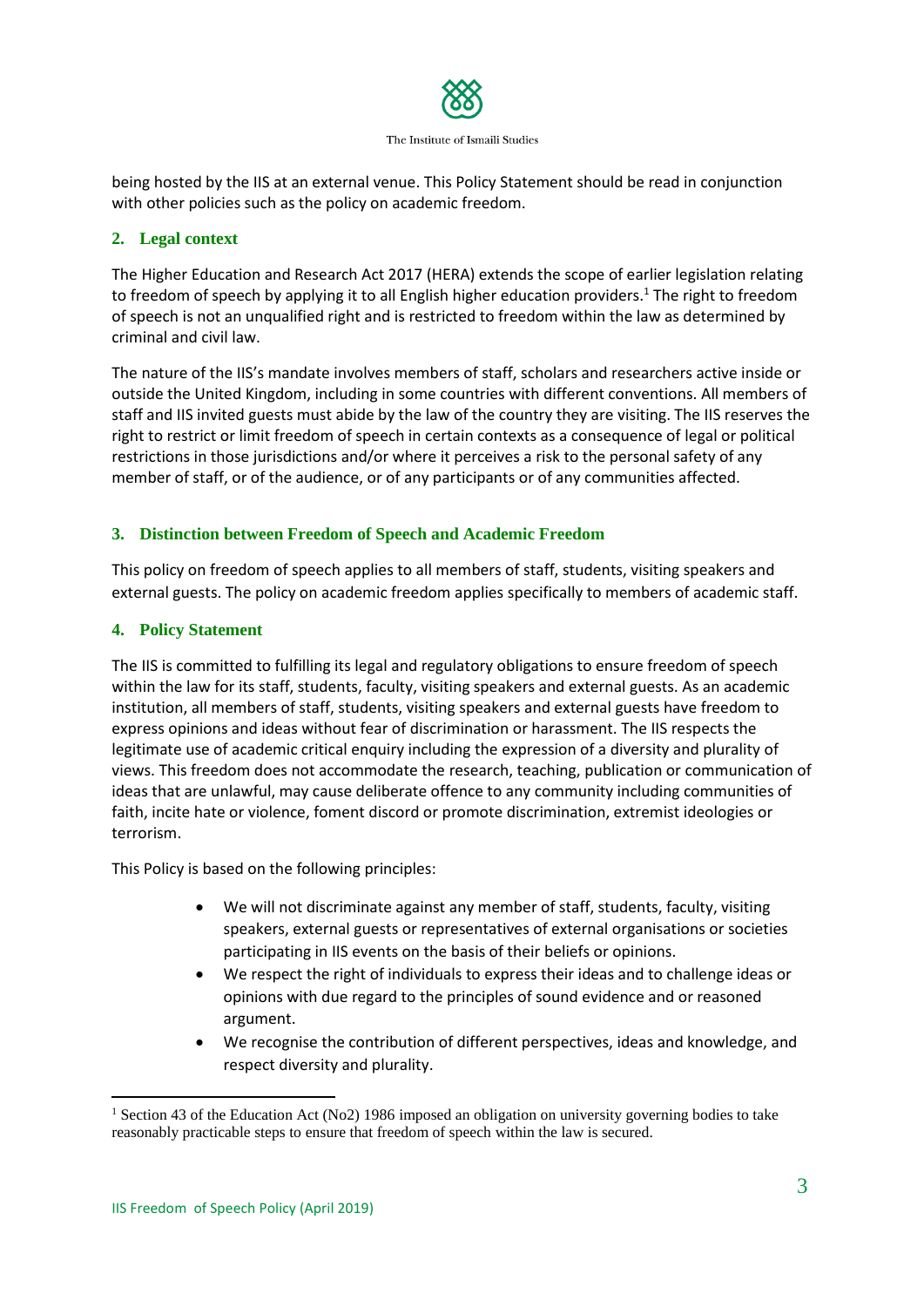being hosted by the IIS at an external venue. This Policy Statement should be read in conjunction with other policies such as the policy on academic freedom.

## 2. Legal context

The Higher Education and Research Act 2017 (HERA) extends the scope of earlier legislation relating to freedom of speech by applying it to all English higher education providers.[1] The right to freedom of speech is not an unqualified right and is restricted to freedom within the law as determined by criminal and civil law.

The nature of the IIS's mandate involves members of staff, scholars and researchers active inside or outside the United Kingdom, including in some countries with different conventions. All members of staff and IIS invited guests must abide by the law of the country they are visiting. The IIS reserves the right to restrict or limit freedom of speech in certain contexts as a consequence of legal or political restrictions in those jurisdictions and/or where it perceives a risk to the personal safety of any member of staff, or of the audience, or of any participants or of any communities affected.

## 3. Distinction between Freedom of Speech and Academic Freedom

This policy on freedom of speech applies to all members of staff, students, visiting speakers and external guests. The policy on academic freedom applies specifically to members of academic staff.

## 4. Policy Statement

The IIS is committed to fulfilling its legal and regulatory obligations to ensure freedom of speech within the law for its staff, students, faculty, visiting speakers and external guests. As an academic institution, all members of staff, students, visiting speakers and external guests have freedom to express opinions and ideas without fear of discrimination or harassment. The IIS respects the legitimate use of academic critical enquiry including the expression of a diversity and plurality of views. This freedom does not accommodate the research, teaching, publication or communication of ideas that are unlawful, may cause deliberate offence to any community including communities of faith, incite hate or violence, foment discord or promote discrimination, extremist ideologies or terrorism.

This Policy is based on the following principles:

- We will not discriminate against any member of staff, students, faculty, visiting speakers, external guests or representatives of external organisations or societies participating in IIS events on the basis of their beliefs or opinions.
- We respect the right of individuals to express their ideas and to challenge ideas or opinions with due regard to the principles of sound evidence and or reasoned argument.
- We recognise the contribution of different perspectives, ideas and knowledge, and respect diversity and plurality.

[1] Section 43 of the Education Act (No2) 1986 imposed an obligation on university governing bodies to take reasonably practicable steps to ensure that freedom of speech within the law is secured.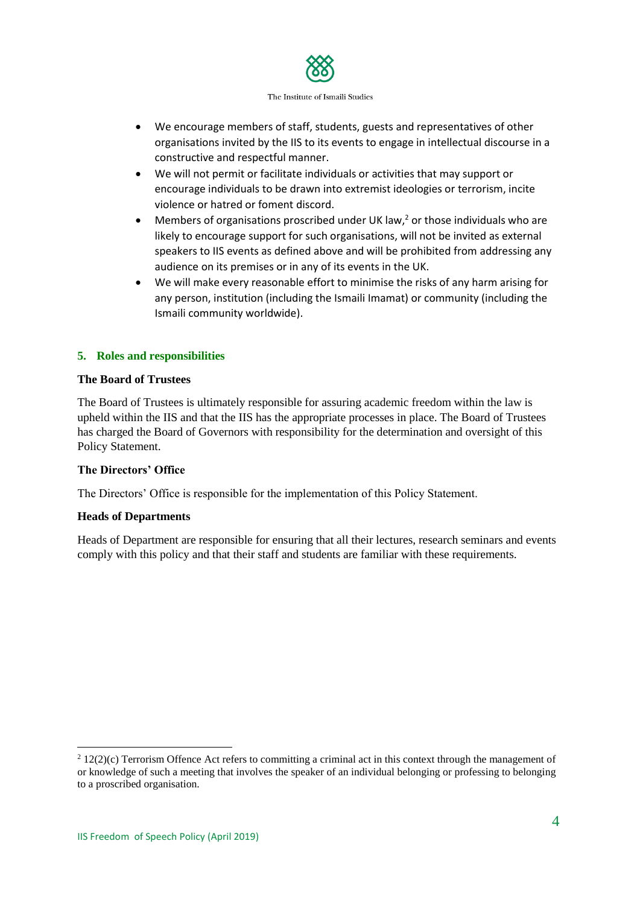- We encourage members of staff, students, guests and representatives of other organisations invited by the IIS to its events to engage in intellectual discourse in a constructive and respectful manner.
- We will not permit or facilitate individuals or activities that may support or encourage individuals to be drawn into extremist ideologies or terrorism, incite violence or hatred or foment discord.
- Members of organisations proscribed under UK law,[2] or those individuals who are likely to encourage support for such organisations, will not be invited as external speakers to IIS events as defined above and will be prohibited from addressing any audience on its premises or in any of its events in the UK.
- We will make every reasonable effort to minimise the risks of any harm arising for any person, institution (including the Ismaili Imamat) or community (including the Ismaili community worldwide).

## 5. Roles and responsibilities

**The Board of Trustees**

The Board of Trustees is ultimately responsible for assuring academic freedom within the law is upheld within the IIS and that the IIS has the appropriate processes in place. The Board of Trustees has charged the Board of Governors with responsibility for the determination and oversight of this Policy Statement.

**The Directors' Office**

The Directors' Office is responsible for the implementation of this Policy Statement.

**Heads of Departments**

Heads of Department are responsible for ensuring that all their lectures, research seminars and events comply with this policy and that their staff and students are familiar with these requirements.

---

[2] 12(2)(c) Terrorism Offence Act refers to committing a criminal act in this context through the management of or knowledge of such a meeting that involves the speaker of an individual belonging or professing to belonging to a proscribed organisation.